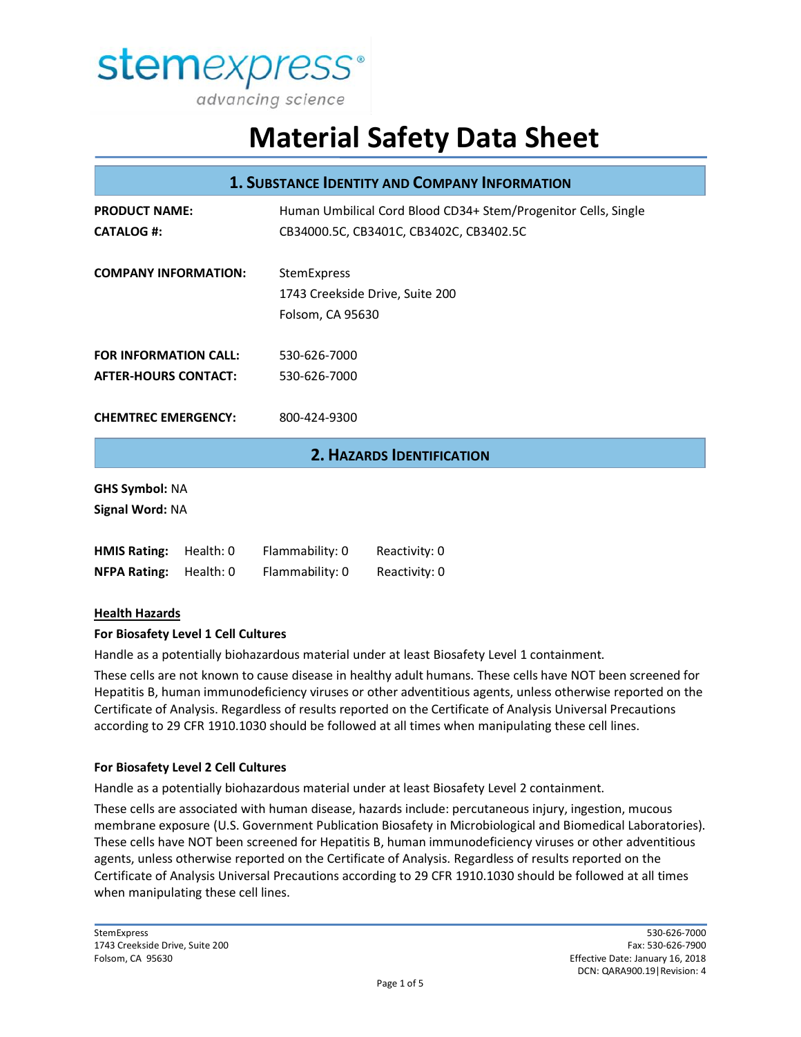stemexpress®
advancing science

# Material Safety Data Sheet

## 1. Substance Identity and Company Information

**PRODUCT NAME:** Human Umbilical Cord Blood CD34+ Stem/Progenitor Cells, Single

**CATALOG #:** CB34000.5C, CB3401C, CB3402C, CB3402.5C

**COMPANY INFORMATION:** StemExpress
1743 Creekside Drive, Suite 200
Folsom, CA 95630

**FOR INFORMATION CALL:** 530-626-7000

**AFTER-HOURS CONTACT:** 530-626-7000

**CHEMTREC EMERGENCY:** 800-424-9300

## 2. Hazards Identification

**GHS Symbol:** NA

**Signal Word:** NA

| | | | |
|---|---|---|---|
| **HMIS Rating:** | Health: 0 | Flammability: 0 | Reactivity: 0 |
| **NFPA Rating:** | Health: 0 | Flammability: 0 | Reactivity: 0 |

**Health Hazards**

**For Biosafety Level 1 Cell Cultures**

Handle as a potentially biohazardous material under at least Biosafety Level 1 containment.

These cells are not known to cause disease in healthy adult humans. These cells have NOT been screened for Hepatitis B, human immunodeficiency viruses or other adventitious agents, unless otherwise reported on the Certificate of Analysis. Regardless of results reported on the Certificate of Analysis Universal Precautions according to 29 CFR 1910.1030 should be followed at all times when manipulating these cell lines.

**For Biosafety Level 2 Cell Cultures**

Handle as a potentially biohazardous material under at least Biosafety Level 2 containment.

These cells are associated with human disease, hazards include: percutaneous injury, ingestion, mucous membrane exposure (U.S. Government Publication Biosafety in Microbiological and Biomedical Laboratories). These cells have NOT been screened for Hepatitis B, human immunodeficiency viruses or other adventitious agents, unless otherwise reported on the Certificate of Analysis. Regardless of results reported on the Certificate of Analysis Universal Precautions according to 29 CFR 1910.1030 should be followed at all times when manipulating these cell lines.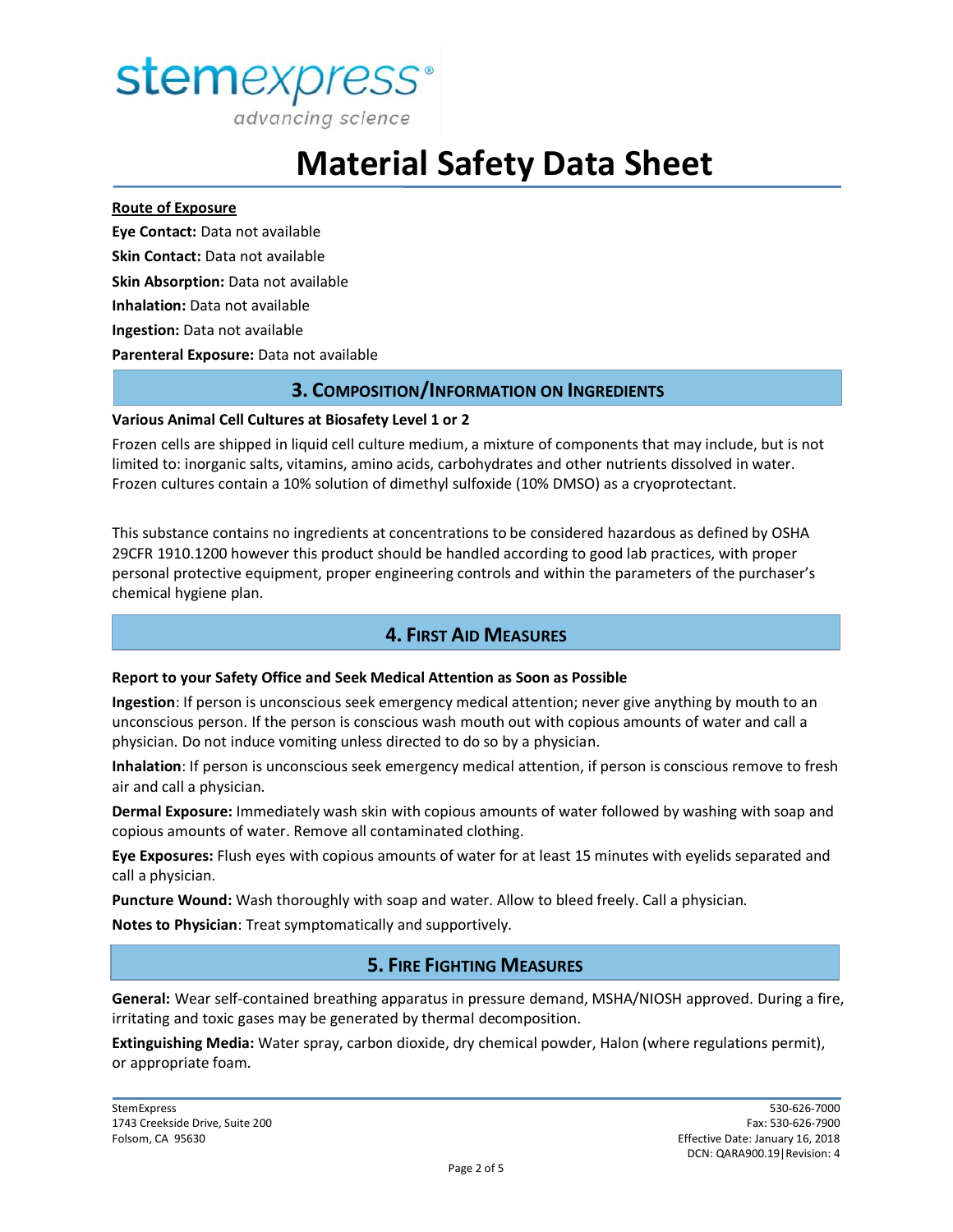**Route of Exposure**

**Eye Contact:** Data not available

**Skin Contact:** Data not available

**Skin Absorption:** Data not available

**Inhalation:** Data not available

**Ingestion:** Data not available

**Parenteral Exposure:** Data not available

## 3. Composition/Information on Ingredients

**Various Animal Cell Cultures at Biosafety Level 1 or 2**

Frozen cells are shipped in liquid cell culture medium, a mixture of components that may include, but is not limited to: inorganic salts, vitamins, amino acids, carbohydrates and other nutrients dissolved in water. Frozen cultures contain a 10% solution of dimethyl sulfoxide (10% DMSO) as a cryoprotectant.

This substance contains no ingredients at concentrations to be considered hazardous as defined by OSHA 29CFR 1910.1200 however this product should be handled according to good lab practices, with proper personal protective equipment, proper engineering controls and within the parameters of the purchaser's chemical hygiene plan.

## 4. First Aid Measures

**Report to your Safety Office and Seek Medical Attention as Soon as Possible**

**Ingestion**: If person is unconscious seek emergency medical attention; never give anything by mouth to an unconscious person. If the person is conscious wash mouth out with copious amounts of water and call a physician. Do not induce vomiting unless directed to do so by a physician.

**Inhalation**: If person is unconscious seek emergency medical attention, if person is conscious remove to fresh air and call a physician.

**Dermal Exposure:** Immediately wash skin with copious amounts of water followed by washing with soap and copious amounts of water. Remove all contaminated clothing.

**Eye Exposures:** Flush eyes with copious amounts of water for at least 15 minutes with eyelids separated and call a physician.

**Puncture Wound:** Wash thoroughly with soap and water. Allow to bleed freely. Call a physician.

**Notes to Physician**: Treat symptomatically and supportively.

## 5. Fire Fighting Measures

**General:** Wear self-contained breathing apparatus in pressure demand, MSHA/NIOSH approved. During a fire, irritating and toxic gases may be generated by thermal decomposition.

**Extinguishing Media:** Water spray, carbon dioxide, dry chemical powder, Halon (where regulations permit), or appropriate foam.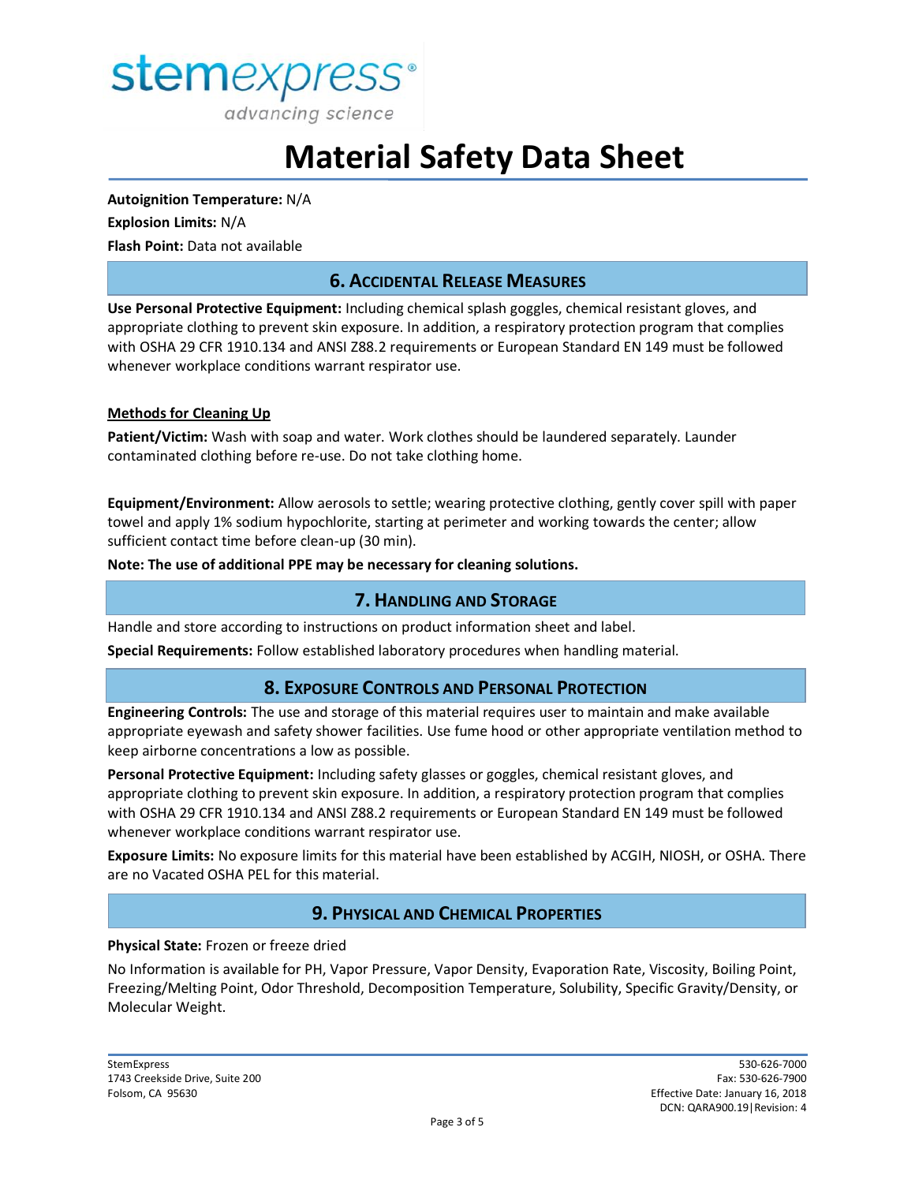**Autoignition Temperature:** N/A

**Explosion Limits:** N/A

**Flash Point:** Data not available

## 6. Accidental Release Measures

**Use Personal Protective Equipment:** Including chemical splash goggles, chemical resistant gloves, and appropriate clothing to prevent skin exposure. In addition, a respiratory protection program that complies with OSHA 29 CFR 1910.134 and ANSI Z88.2 requirements or European Standard EN 149 must be followed whenever workplace conditions warrant respirator use.

**Methods for Cleaning Up**

**Patient/Victim:** Wash with soap and water. Work clothes should be laundered separately. Launder contaminated clothing before re-use. Do not take clothing home.

**Equipment/Environment:** Allow aerosols to settle; wearing protective clothing, gently cover spill with paper towel and apply 1% sodium hypochlorite, starting at perimeter and working towards the center; allow sufficient contact time before clean-up (30 min).

**Note: The use of additional PPE may be necessary for cleaning solutions.**

## 7. Handling and Storage

Handle and store according to instructions on product information sheet and label.

**Special Requirements:** Follow established laboratory procedures when handling material.

## 8. Exposure Controls and Personal Protection

**Engineering Controls:** The use and storage of this material requires user to maintain and make available appropriate eyewash and safety shower facilities. Use fume hood or other appropriate ventilation method to keep airborne concentrations a low as possible.

**Personal Protective Equipment:** Including safety glasses or goggles, chemical resistant gloves, and appropriate clothing to prevent skin exposure. In addition, a respiratory protection program that complies with OSHA 29 CFR 1910.134 and ANSI Z88.2 requirements or European Standard EN 149 must be followed whenever workplace conditions warrant respirator use.

**Exposure Limits:** No exposure limits for this material have been established by ACGIH, NIOSH, or OSHA. There are no Vacated OSHA PEL for this material.

## 9. Physical and Chemical Properties

**Physical State:** Frozen or freeze dried

No Information is available for PH, Vapor Pressure, Vapor Density, Evaporation Rate, Viscosity, Boiling Point, Freezing/Melting Point, Odor Threshold, Decomposition Temperature, Solubility, Specific Gravity/Density, or Molecular Weight.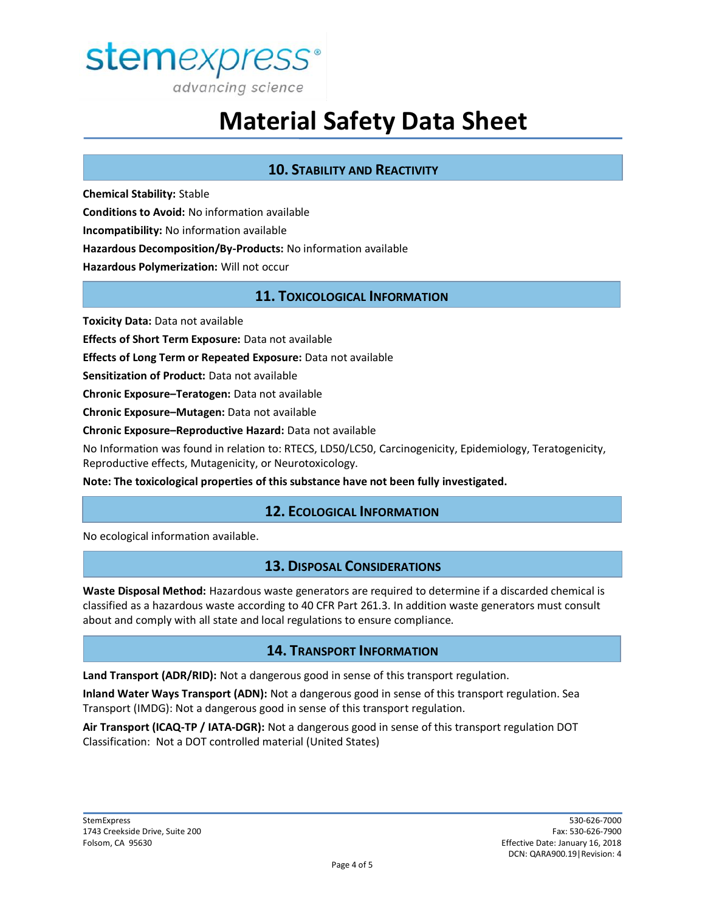## 10. Stability and Reactivity

**Chemical Stability:** Stable

**Conditions to Avoid:** No information available

**Incompatibility:** No information available

**Hazardous Decomposition/By-Products:** No information available

**Hazardous Polymerization:** Will not occur

## 11. Toxicological Information

**Toxicity Data:** Data not available

**Effects of Short Term Exposure:** Data not available

**Effects of Long Term or Repeated Exposure:** Data not available

**Sensitization of Product:** Data not available

**Chronic Exposure–Teratogen:** Data not available

**Chronic Exposure–Mutagen:** Data not available

**Chronic Exposure–Reproductive Hazard:** Data not available

No Information was found in relation to: RTECS, LD50/LC50, Carcinogenicity, Epidemiology, Teratogenicity, Reproductive effects, Mutagenicity, or Neurotoxicology.

**Note: The toxicological properties of this substance have not been fully investigated.**

## 12. Ecological Information

No ecological information available.

## 13. Disposal Considerations

**Waste Disposal Method:** Hazardous waste generators are required to determine if a discarded chemical is classified as a hazardous waste according to 40 CFR Part 261.3. In addition waste generators must consult about and comply with all state and local regulations to ensure compliance.

## 14. Transport Information

**Land Transport (ADR/RID):** Not a dangerous good in sense of this transport regulation.

**Inland Water Ways Transport (ADN):** Not a dangerous good in sense of this transport regulation. Sea Transport (IMDG): Not a dangerous good in sense of this transport regulation.

**Air Transport (ICAQ-TP / IATA-DGR):** Not a dangerous good in sense of this transport regulation DOT Classification: Not a DOT controlled material (United States)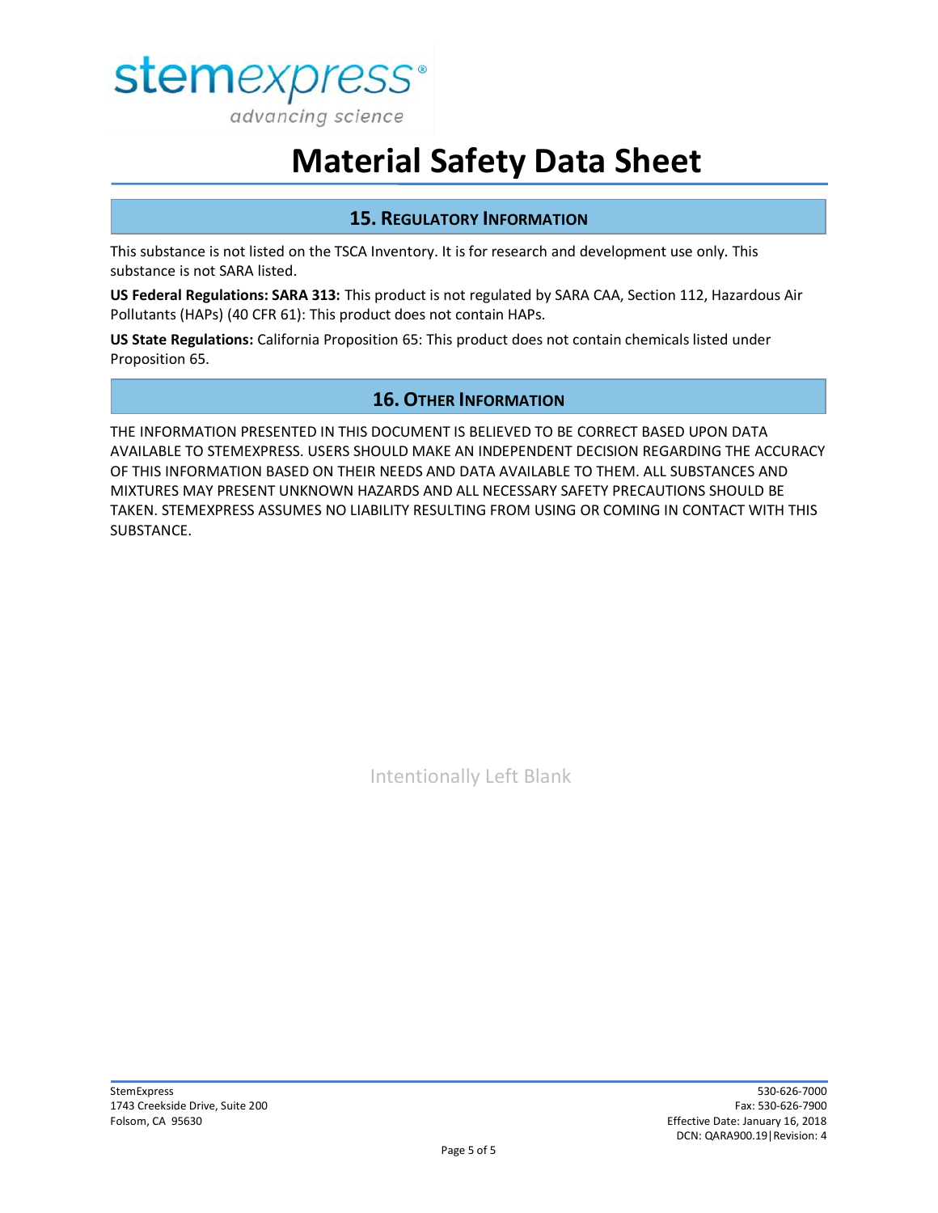# Material Safety Data Sheet

## 15. Regulatory Information

This substance is not listed on the TSCA Inventory. It is for research and development use only. This substance is not SARA listed.

**US Federal Regulations: SARA 313:** This product is not regulated by SARA CAA, Section 112, Hazardous Air Pollutants (HAPs) (40 CFR 61): This product does not contain HAPs.

**US State Regulations:** California Proposition 65: This product does not contain chemicals listed under Proposition 65.

## 16. Other Information

THE INFORMATION PRESENTED IN THIS DOCUMENT IS BELIEVED TO BE CORRECT BASED UPON DATA AVAILABLE TO STEMEXPRESS. USERS SHOULD MAKE AN INDEPENDENT DECISION REGARDING THE ACCURACY OF THIS INFORMATION BASED ON THEIR NEEDS AND DATA AVAILABLE TO THEM. ALL SUBSTANCES AND MIXTURES MAY PRESENT UNKNOWN HAZARDS AND ALL NECESSARY SAFETY PRECAUTIONS SHOULD BE TAKEN. STEMEXPRESS ASSUMES NO LIABILITY RESULTING FROM USING OR COMING IN CONTACT WITH THIS SUBSTANCE.

Intentionally Left Blank